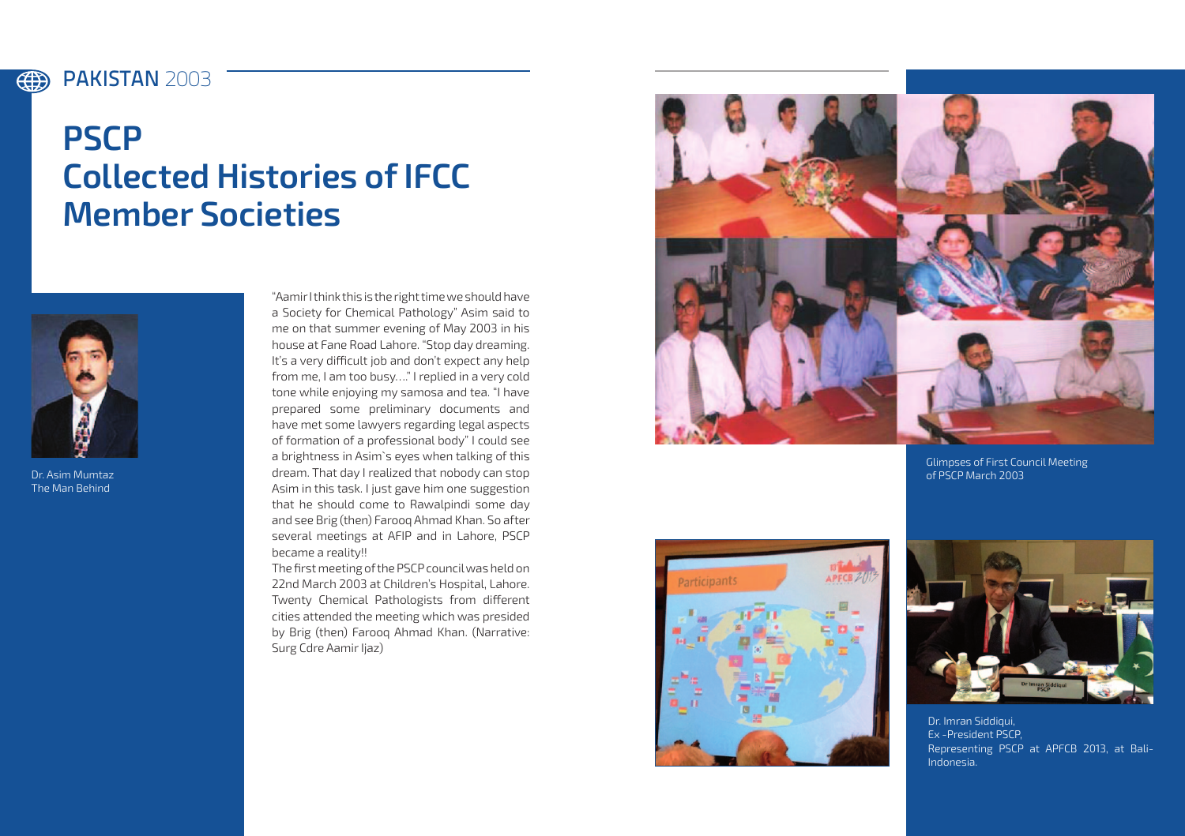## PAKISTAN 2003

# PSCP Collected Histories of IFCC Member Societies

Dr. Asim Mumtaz
The Man Behind

"Aamir I think this is the right time we should have a Society for Chemical Pathology" Asim said to me on that summer evening of May 2003 in his house at Fane Road Lahore. "Stop day dreaming. It's a very difficult job and don't expect any help from me, I am too busy…." I replied in a very cold tone while enjoying my samosa and tea. "I have prepared some preliminary documents and have met some lawyers regarding legal aspects of formation of a professional body" I could see a brightness in Asim`s eyes when talking of this dream. That day I realized that nobody can stop Asim in this task. I just gave him one suggestion that he should come to Rawalpindi some day and see Brig (then) Farooq Ahmad Khan. So after several meetings at AFIP and in Lahore, PSCP became a reality!!

The first meeting of the PSCP council was held on 22nd March 2003 at Children's Hospital, Lahore. Twenty Chemical Pathologists from different cities attended the meeting which was presided by Brig (then) Farooq Ahmad Khan. (Narrative: Surg Cdre Aamir Ijaz)

Glimpses of First Council Meeting of PSCP March 2003

Dr. Imran Siddiqui,
Ex -President PSCP,
Representing PSCP at APFCB 2013, at Bali-Indonesia.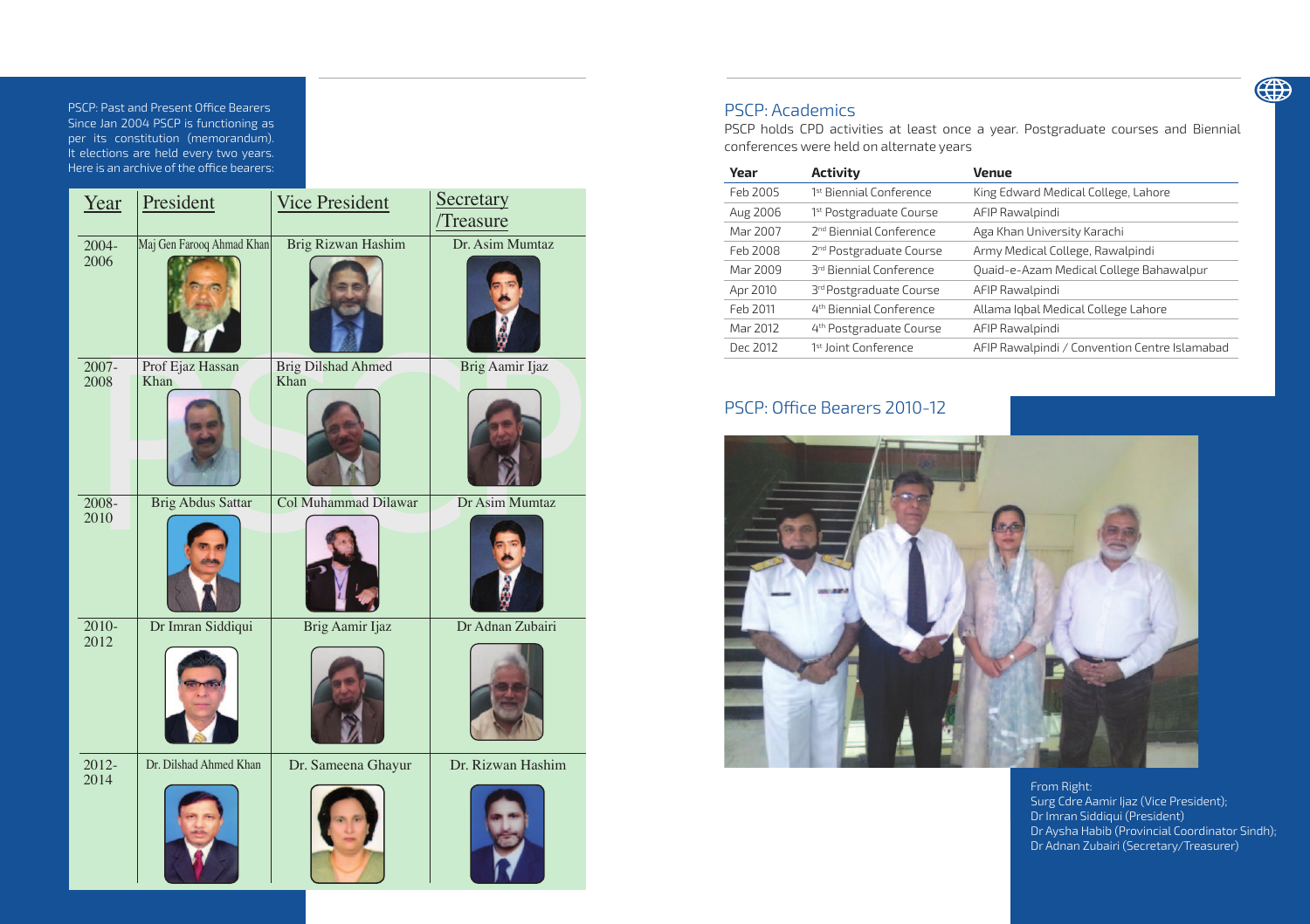PSCP: Past and Present Office Bearers

Since Jan 2004 PSCP is functioning as per its constitution (memorandum). It elections are held every two years. Here is an archive of the office bearers:

| Year | President | Vice President | Secretary /Treasure |
|---|---|---|---|
| 2004-2006 | Maj Gen Farooq Ahmad Khan | Brig Rizwan Hashim | Dr. Asim Mumtaz |
| 2007-2008 | Prof Ejaz Hassan Khan | Brig Dilshad Ahmed Khan | Brig Aamir Ijaz |
| 2008-2010 | Brig Abdus Sattar | Col Muhammad Dilawar | Dr Asim Mumtaz |
| 2010-2012 | Dr Imran Siddiqui | Brig Aamir Ijaz | Dr Adnan Zubairi |
| 2012-2014 | Dr. Dilshad Ahmed Khan | Dr. Sameena Ghayur | Dr. Rizwan Hashim |

## PSCP: Academics

PSCP holds CPD activities at least once a year. Postgraduate courses and Biennial conferences were held on alternate years

| Year | Activity | Venue |
|---|---|---|
| Feb 2005 | 1st Biennial Conference | King Edward Medical College, Lahore |
| Aug 2006 | 1st Postgraduate Course | AFIP Rawalpindi |
| Mar 2007 | 2nd Biennial Conference | Aga Khan University Karachi |
| Feb 2008 | 2nd Postgraduate Course | Army Medical College, Rawalpindi |
| Mar 2009 | 3rd Biennial Conference | Quaid-e-Azam Medical College Bahawalpur |
| Apr 2010 | 3rd Postgraduate Course | AFIP Rawalpindi |
| Feb 2011 | 4th Biennial Conference | Allama Iqbal Medical College Lahore |
| Mar 2012 | 4th Postgraduate Course | AFIP Rawalpindi |
| Dec 2012 | 1st Joint Conference | AFIP Rawalpindi / Convention Centre Islamabad |

## PSCP: Office Bearers 2010-12

From Right:
Surg Cdre Aamir Ijaz (Vice President);
Dr Imran Siddiqui (President);
Dr Aysha Habib (Provincial Coordinator Sindh);
Dr Adnan Zubairi (Secretary/Treasurer)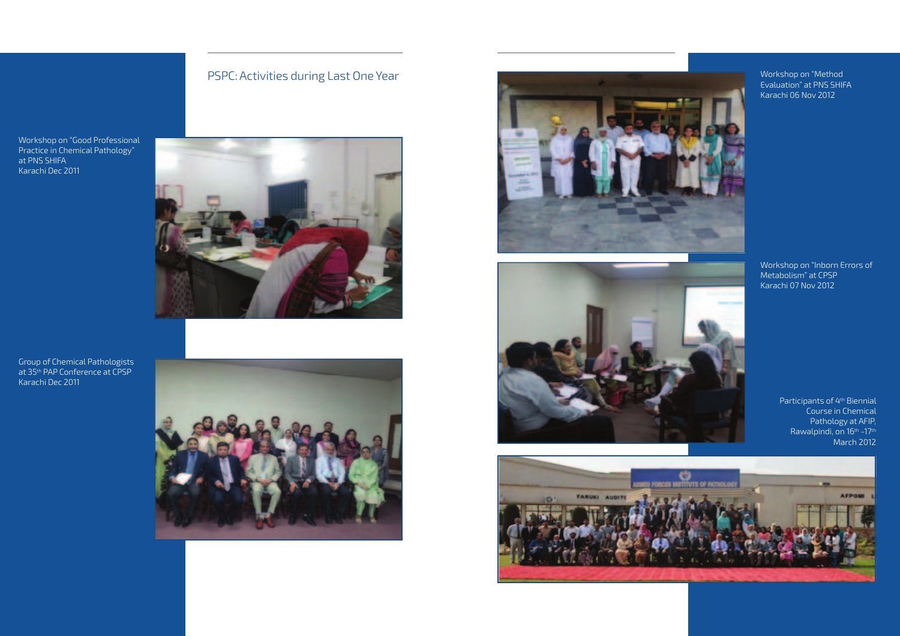## PSPC: Activities during Last One Year

Workshop on "Good Professional Practice in Chemical Pathology" at PNS SHIFA Karachi Dec 2011

Group of Chemical Pathologists at 35th PAP Conference at CPSP Karachi Dec 2011

Workshop on "Method Evaluation" at PNS SHIFA Karachi 06 Nov 2012

Workshop on "Inborn Errors of Metabolism" at CPSP Karachi 07 Nov 2012

Participants of 4th Biennial Course in Chemical Pathology at AFIP, Rawalpindi, on 16th -17th March 2012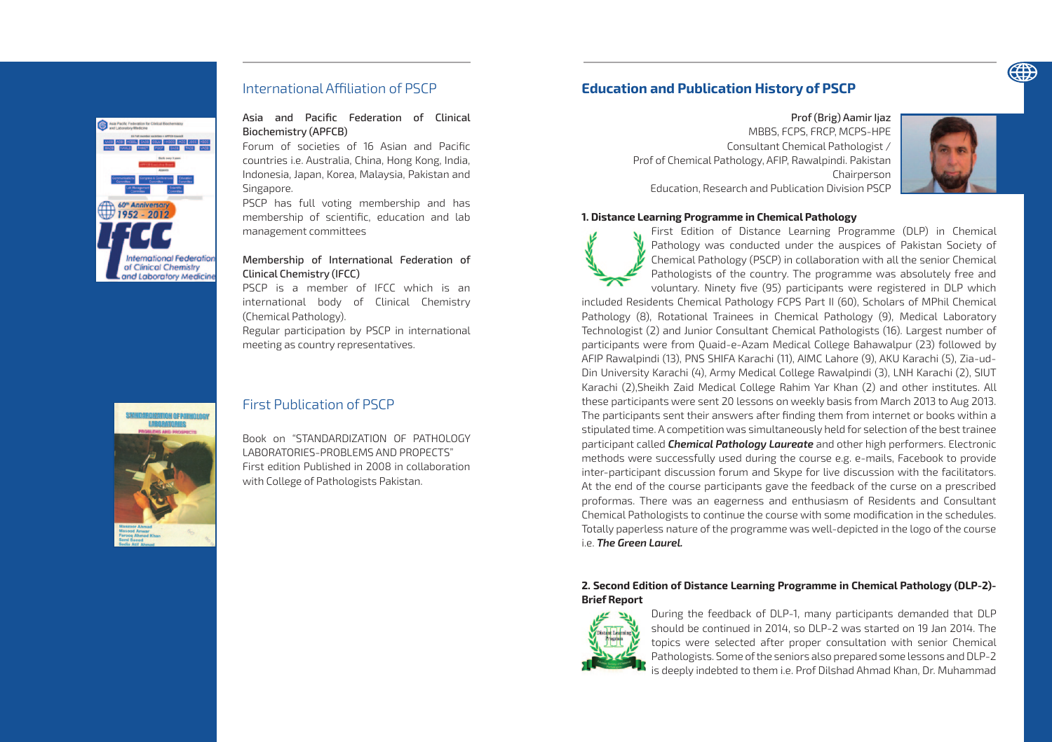## International Affiliation of PSCP

**Asia and Pacific Federation of Clinical Biochemistry (APFCB)**

Forum of societies of 16 Asian and Pacific countries i.e. Australia, China, Hong Kong, India, Indonesia, Japan, Korea, Malaysia, Pakistan and Singapore.

PSCP has full voting membership and has membership of scientific, education and lab management committees

**Membership of International Federation of Clinical Chemistry (IFCC)**

PSCP is a member of IFCC which is an international body of Clinical Chemistry (Chemical Pathology).

Regular participation by PSCP in international meeting as country representatives.

## First Publication of PSCP

Book on "STANDARDIZATION OF PATHOLOGY LABORATORIES-PROBLEMS AND PROPECTS" First edition Published in 2008 in collaboration with College of Pathologists Pakistan.

## Education and Publication History of PSCP

**Prof (Brig) Aamir Ijaz**
MBBS, FCPS, FRCP, MCPS-HPE
Consultant Chemical Pathologist /
Prof of Chemical Pathology, AFIP, Rawalpindi. Pakistan
Chairperson
Education, Research and Publication Division PSCP

**1. Distance Learning Programme in Chemical Pathology**

First Edition of Distance Learning Programme (DLP) in Chemical Pathology was conducted under the auspices of Pakistan Society of Chemical Pathology (PSCP) in collaboration with all the senior Chemical Pathologists of the country. The programme was absolutely free and voluntary. Ninety five (95) participants were registered in DLP which included Residents Chemical Pathology FCPS Part II (60), Scholars of MPhil Chemical Pathology (8), Rotational Trainees in Chemical Pathology (9), Medical Laboratory Technologist (2) and Junior Consultant Chemical Pathologists (16). Largest number of participants were from Quaid-e-Azam Medical College Bahawalpur (23) followed by AFIP Rawalpindi (13), PNS SHIFA Karachi (11), AIMC Lahore (9), AKU Karachi (5), Zia-ud-Din University Karachi (4), Army Medical College Rawalpindi (3), LNH Karachi (2), SIUT Karachi (2),Sheikh Zaid Medical College Rahim Yar Khan (2) and other institutes. All these participants were sent 20 lessons on weekly basis from March 2013 to Aug 2013. The participants sent their answers after finding them from internet or books within a stipulated time. A competition was simultaneously held for selection of the best trainee participant called ***Chemical Pathology Laureate*** and other high performers. Electronic methods were successfully used during the course e.g. e-mails, Facebook to provide inter-participant discussion forum and Skype for live discussion with the facilitators. At the end of the course participants gave the feedback of the curse on a prescribed proformas. There was an eagerness and enthusiasm of Residents and Consultant Chemical Pathologists to continue the course with some modification in the schedules. Totally paperless nature of the programme was well-depicted in the logo of the course i.e. ***The Green Laurel.***

**2. Second Edition of Distance Learning Programme in Chemical Pathology (DLP-2)- Brief Report**

During the feedback of DLP-1, many participants demanded that DLP should be continued in 2014, so DLP-2 was started on 19 Jan 2014. The topics were selected after proper consultation with senior Chemical Pathologists. Some of the seniors also prepared some lessons and DLP-2 is deeply indebted to them i.e. Prof Dilshad Ahmad Khan, Dr. Muhammad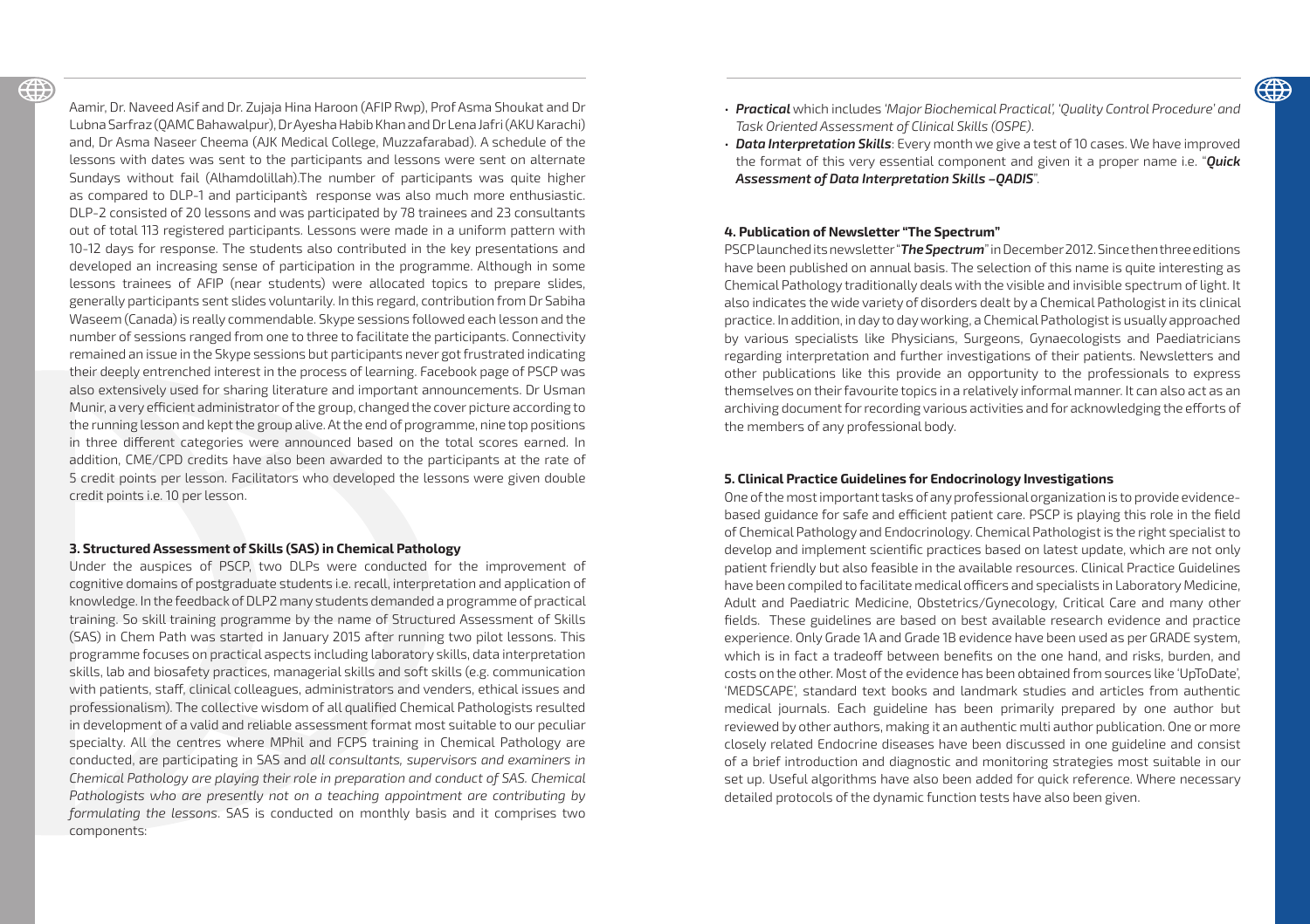Aamir, Dr. Naveed Asif and Dr. Zujaja Hina Haroon (AFIP Rwp), Prof Asma Shoukat and Dr Lubna Sarfraz (QAMC Bahawalpur), Dr Ayesha Habib Khan and Dr Lena Jafri (AKU Karachi) and, Dr Asma Naseer Cheema (AJK Medical College, Muzzafarabad). A schedule of the lessons with dates was sent to the participants and lessons were sent on alternate Sundays without fail (Alhamdolillah).The number of participants was quite higher as compared to DLP-1 and participants̀ response was also much more enthusiastic. DLP-2 consisted of 20 lessons and was participated by 78 trainees and 23 consultants out of total 113 registered participants. Lessons were made in a uniform pattern with 10-12 days for response. The students also contributed in the key presentations and developed an increasing sense of participation in the programme. Although in some lessons trainees of AFIP (near students) were allocated topics to prepare slides, generally participants sent slides voluntarily. In this regard, contribution from Dr Sabiha Waseem (Canada) is really commendable. Skype sessions followed each lesson and the number of sessions ranged from one to three to facilitate the participants. Connectivity remained an issue in the Skype sessions but participants never got frustrated indicating their deeply entrenched interest in the process of learning. Facebook page of PSCP was also extensively used for sharing literature and important announcements. Dr Usman Munir, a very efficient administrator of the group, changed the cover picture according to the running lesson and kept the group alive. At the end of programme, nine top positions in three different categories were announced based on the total scores earned. In addition, CME/CPD credits have also been awarded to the participants at the rate of 5 credit points per lesson. Facilitators who developed the lessons were given double credit points i.e. 10 per lesson.

**3. Structured Assessment of Skills (SAS) in Chemical Pathology**

Under the auspices of PSCP, two DLPs were conducted for the improvement of cognitive domains of postgraduate students i.e. recall, interpretation and application of knowledge. In the feedback of DLP2 many students demanded a programme of practical training. So skill training programme by the name of Structured Assessment of Skills (SAS) in Chem Path was started in January 2015 after running two pilot lessons. This programme focuses on practical aspects including laboratory skills, data interpretation skills, lab and biosafety practices, managerial skills and soft skills (e.g. communication with patients, staff, clinical colleagues, administrators and venders, ethical issues and professionalism). The collective wisdom of all qualified Chemical Pathologists resulted in development of a valid and reliable assessment format most suitable to our peculiar specialty. All the centres where MPhil and FCPS training in Chemical Pathology are conducted, are participating in SAS and *all consultants, supervisors and examiners in Chemical Pathology are playing their role in preparation and conduct of SAS. Chemical Pathologists who are presently not on a teaching appointment are contributing by formulating the lessons*. SAS is conducted on monthly basis and it comprises two components:

- ***Practical*** which includes *'Major Biochemical Practical', 'Quality Control Procedure' and Task Oriented Assessment of Clinical Skills (OSPE)*.
- ***Data Interpretation Skills***: Every month we give a test of 10 cases. We have improved the format of this very essential component and given it a proper name i.e. "***Quick Assessment of Data Interpretation Skills –QADIS***".

**4. Publication of Newsletter "The Spectrum"**

PSCP launched its newsletter "***The Spectrum***" in December 2012. Since then three editions have been published on annual basis. The selection of this name is quite interesting as Chemical Pathology traditionally deals with the visible and invisible spectrum of light. It also indicates the wide variety of disorders dealt by a Chemical Pathologist in its clinical practice. In addition, in day to day working, a Chemical Pathologist is usually approached by various specialists like Physicians, Surgeons, Gynaecologists and Paediatricians regarding interpretation and further investigations of their patients. Newsletters and other publications like this provide an opportunity to the professionals to express themselves on their favourite topics in a relatively informal manner. It can also act as an archiving document for recording various activities and for acknowledging the efforts of the members of any professional body.

**5. Clinical Practice Guidelines for Endocrinology Investigations**

One of the most important tasks of any professional organization is to provide evidence-based guidance for safe and efficient patient care. PSCP is playing this role in the field of Chemical Pathology and Endocrinology. Chemical Pathologist is the right specialist to develop and implement scientific practices based on latest update, which are not only patient friendly but also feasible in the available resources. Clinical Practice Guidelines have been compiled to facilitate medical officers and specialists in Laboratory Medicine, Adult and Paediatric Medicine, Obstetrics/Gynecology, Critical Care and many other fields. These guidelines are based on best available research evidence and practice experience. Only Grade 1A and Grade 1B evidence have been used as per GRADE system, which is in fact a tradeoff between benefits on the one hand, and risks, burden, and costs on the other. Most of the evidence has been obtained from sources like 'UpToDate', 'MEDSCAPE', standard text books and landmark studies and articles from authentic medical journals. Each guideline has been primarily prepared by one author but reviewed by other authors, making it an authentic multi author publication. One or more closely related Endocrine diseases have been discussed in one guideline and consist of a brief introduction and diagnostic and monitoring strategies most suitable in our set up. Useful algorithms have also been added for quick reference. Where necessary detailed protocols of the dynamic function tests have also been given.